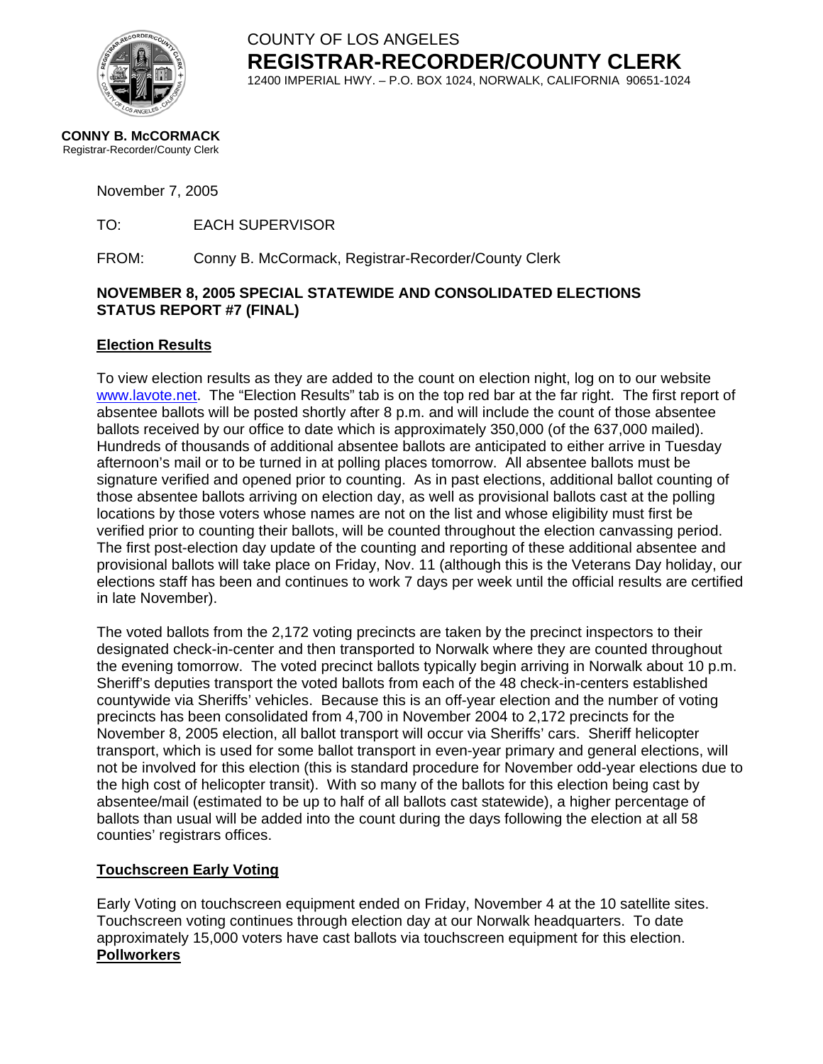COUNTY OF LOS ANGELES

# REGISTRAR-RECORDER/COUNTY CLERK

12400 IMPERIAL HWY. – P.O. BOX 1024, NORWALK, CALIFORNIA 90651-1024

**CONNY B. McCORMACK**
Registrar-Recorder/County Clerk

November 7, 2005

TO: EACH SUPERVISOR

FROM: Conny B. McCormack, Registrar-Recorder/County Clerk

**NOVEMBER 8, 2005 SPECIAL STATEWIDE AND CONSOLIDATED ELECTIONS STATUS REPORT #7 (FINAL)**

## Election Results

To view election results as they are added to the count on election night, log on to our website www.lavote.net. The "Election Results" tab is on the top red bar at the far right. The first report of absentee ballots will be posted shortly after 8 p.m. and will include the count of those absentee ballots received by our office to date which is approximately 350,000 (of the 637,000 mailed). Hundreds of thousands of additional absentee ballots are anticipated to either arrive in Tuesday afternoon's mail or to be turned in at polling places tomorrow. All absentee ballots must be signature verified and opened prior to counting. As in past elections, additional ballot counting of those absentee ballots arriving on election day, as well as provisional ballots cast at the polling locations by those voters whose names are not on the list and whose eligibility must first be verified prior to counting their ballots, will be counted throughout the election canvassing period. The first post-election day update of the counting and reporting of these additional absentee and provisional ballots will take place on Friday, Nov. 11 (although this is the Veterans Day holiday, our elections staff has been and continues to work 7 days per week until the official results are certified in late November).

The voted ballots from the 2,172 voting precincts are taken by the precinct inspectors to their designated check-in-center and then transported to Norwalk where they are counted throughout the evening tomorrow. The voted precinct ballots typically begin arriving in Norwalk about 10 p.m. Sheriff's deputies transport the voted ballots from each of the 48 check-in-centers established countywide via Sheriffs' vehicles. Because this is an off-year election and the number of voting precincts has been consolidated from 4,700 in November 2004 to 2,172 precincts for the November 8, 2005 election, all ballot transport will occur via Sheriffs' cars. Sheriff helicopter transport, which is used for some ballot transport in even-year primary and general elections, will not be involved for this election (this is standard procedure for November odd-year elections due to the high cost of helicopter transit). With so many of the ballots for this election being cast by absentee/mail (estimated to be up to half of all ballots cast statewide), a higher percentage of ballots than usual will be added into the count during the days following the election at all 58 counties' registrars offices.

## Touchscreen Early Voting

Early Voting on touchscreen equipment ended on Friday, November 4 at the 10 satellite sites. Touchscreen voting continues through election day at our Norwalk headquarters. To date approximately 15,000 voters have cast ballots via touchscreen equipment for this election.

## Pollworkers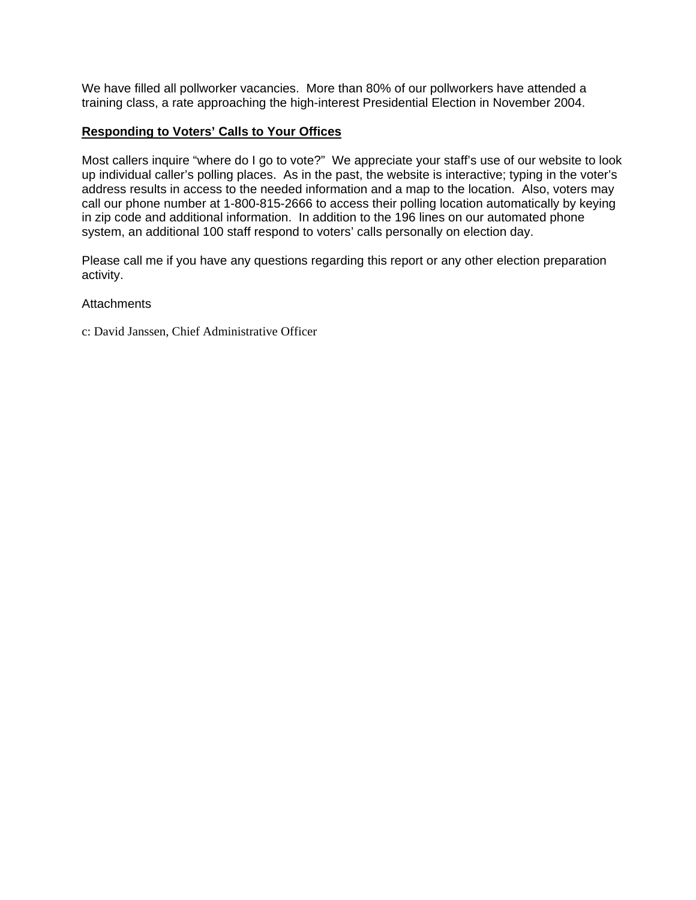We have filled all pollworker vacancies.  More than 80% of our pollworkers have attended a training class, a rate approaching the high-interest Presidential Election in November 2004.

**<u>Responding to Voters' Calls to Your Offices</u>**

Most callers inquire "where do I go to vote?"  We appreciate your staff's use of our website to look up individual caller's polling places.  As in the past, the website is interactive; typing in the voter's address results in access to the needed information and a map to the location.  Also, voters may call our phone number at 1-800-815-2666 to access their polling location automatically by keying in zip code and additional information.  In addition to the 196 lines on our automated phone system, an additional 100 staff respond to voters' calls personally on election day.

Please call me if you have any questions regarding this report or any other election preparation activity.

Attachments

c: David Janssen, Chief Administrative Officer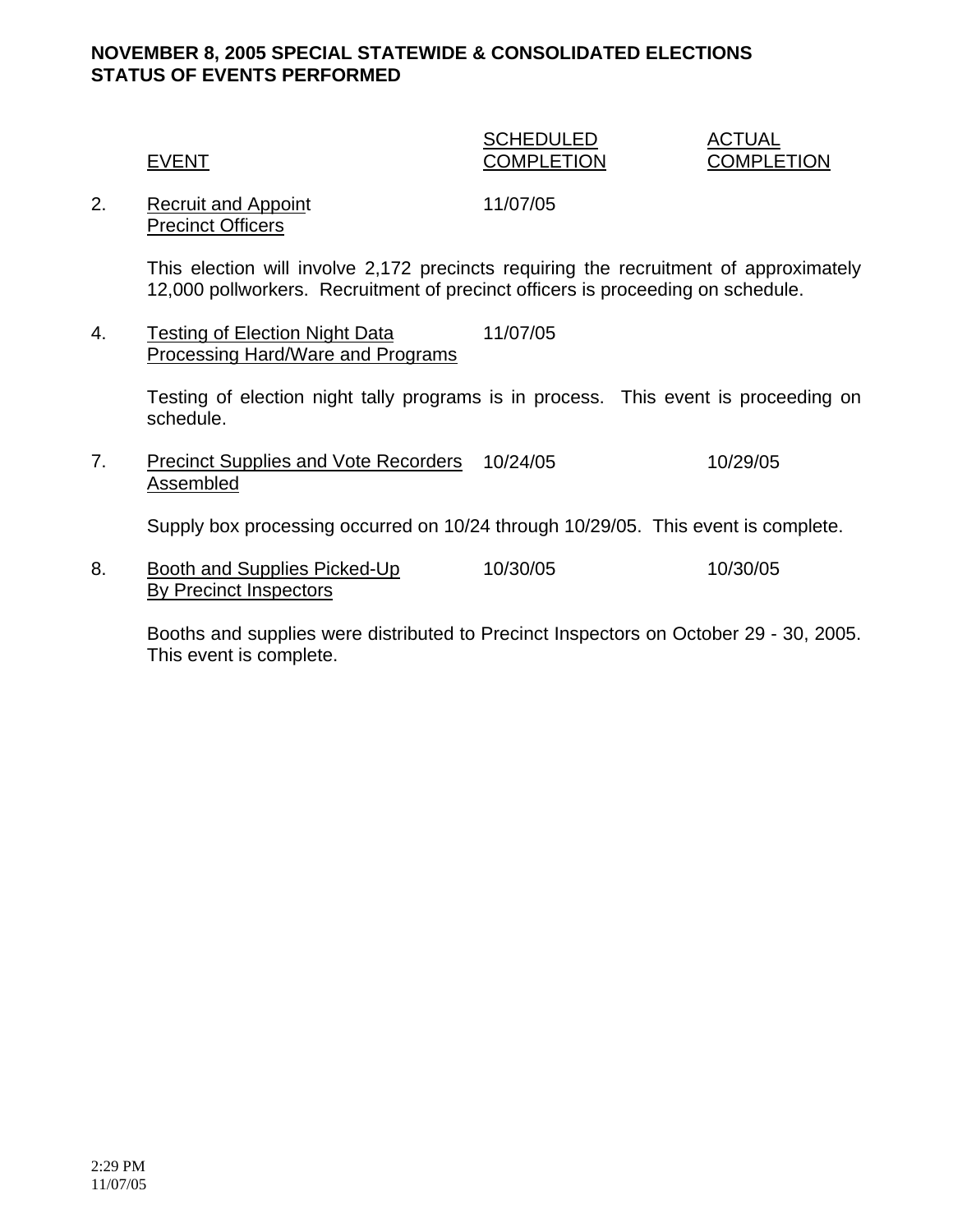**NOVEMBER 8, 2005 SPECIAL STATEWIDE & CONSOLIDATED ELECTIONS**
**STATUS OF EVENTS PERFORMED**

| | EVENT | SCHEDULED COMPLETION | ACTUAL COMPLETION |
|---|---|---|---|
| 2. | Recruit and Appoint Precinct Officers | 11/07/05 | |

This election will involve 2,172 precincts requiring the recruitment of approximately 12,000 pollworkers. Recruitment of precinct officers is proceeding on schedule.

| | EVENT | SCHEDULED COMPLETION | ACTUAL COMPLETION |
|---|---|---|---|
| 4. | Testing of Election Night Data Processing Hard/Ware and Programs | 11/07/05 | |

Testing of election night tally programs is in process. This event is proceeding on schedule.

| | EVENT | SCHEDULED COMPLETION | ACTUAL COMPLETION |
|---|---|---|---|
| 7. | Precinct Supplies and Vote Recorders Assembled | 10/24/05 | 10/29/05 |

Supply box processing occurred on 10/24 through 10/29/05. This event is complete.

| | EVENT | SCHEDULED COMPLETION | ACTUAL COMPLETION |
|---|---|---|---|
| 8. | Booth and Supplies Picked-Up By Precinct Inspectors | 10/30/05 | 10/30/05 |

Booths and supplies were distributed to Precinct Inspectors on October 29 - 30, 2005. This event is complete.

2:29 PM
11/07/05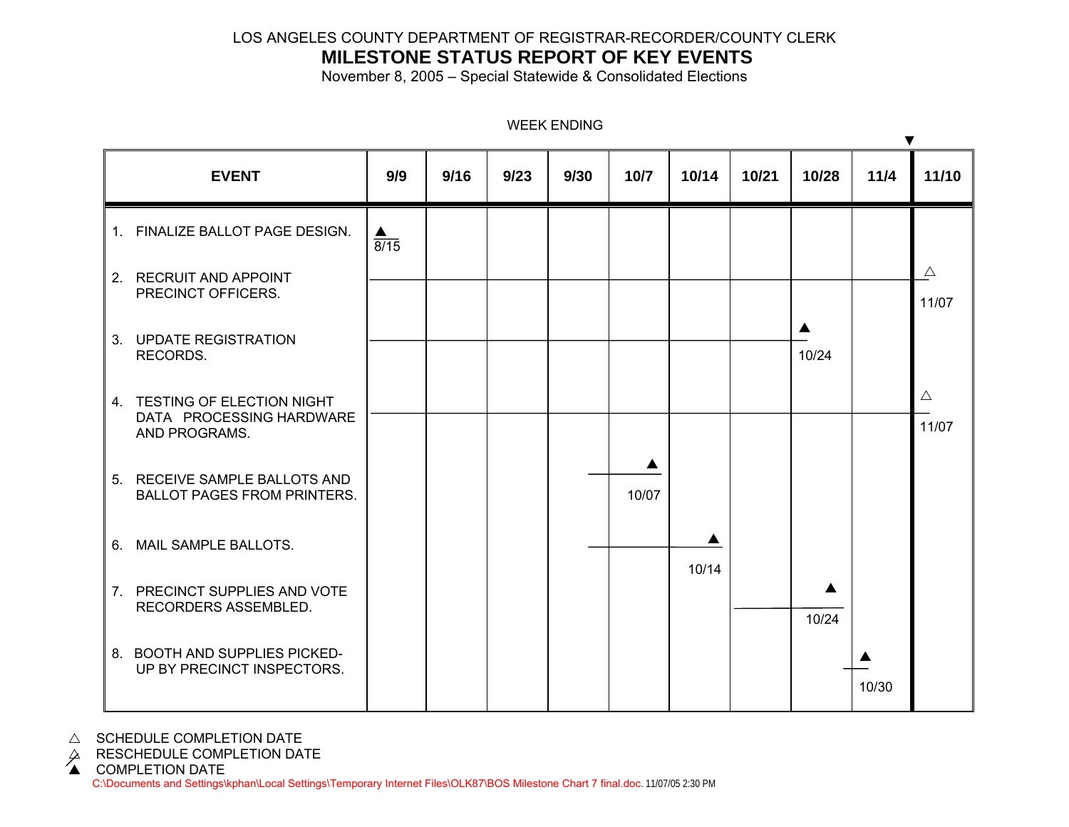LOS ANGELES COUNTY DEPARTMENT OF REGISTRAR-RECORDER/COUNTY CLERK

# MILESTONE STATUS REPORT OF KEY EVENTS

November 8, 2005 – Special Statewide & Consolidated Elections

WEEK ENDING

| EVENT | 9/9 | 9/16 | 9/23 | 9/30 | 10/7 | 10/14 | 10/21 | 10/28 | 11/4 | 11/10 |
|---|---|---|---|---|---|---|---|---|---|---|
| 1. FINALIZE BALLOT PAGE DESIGN. | ▲ 8/15 | | | | | | | | | |
| 2. RECRUIT AND APPOINT PRECINCT OFFICERS. | | | | | | | | | | △ 11/07 |
| 3. UPDATE REGISTRATION RECORDS. | | | | | | | | ▲ 10/24 | | |
| 4. TESTING OF ELECTION NIGHT DATA PROCESSING HARDWARE AND PROGRAMS. | | | | | | | | | | △ 11/07 |
| 5. RECEIVE SAMPLE BALLOTS AND BALLOT PAGES FROM PRINTERS. | | | | | ▲ 10/07 | | | | | |
| 6. MAIL SAMPLE BALLOTS. | | | | | | ▲ 10/14 | | | | |
| 7. PRECINCT SUPPLIES AND VOTE RECORDERS ASSEMBLED. | | | | | | | | ▲ 10/24 | | |
| 8. BOOTH AND SUPPLIES PICKED-UP BY PRECINCT INSPECTORS. | | | | | | | | | ▲ 10/30 | |

△ SCHEDULE COMPLETION DATE

△̸ RESCHEDULE COMPLETION DATE

▲ COMPLETION DATE

C:\Documents and Settings\kphan\Local Settings\Temporary Internet Files\OLK87\BOS Milestone Chart 7 final.doc. 11/07/05 2:30 PM